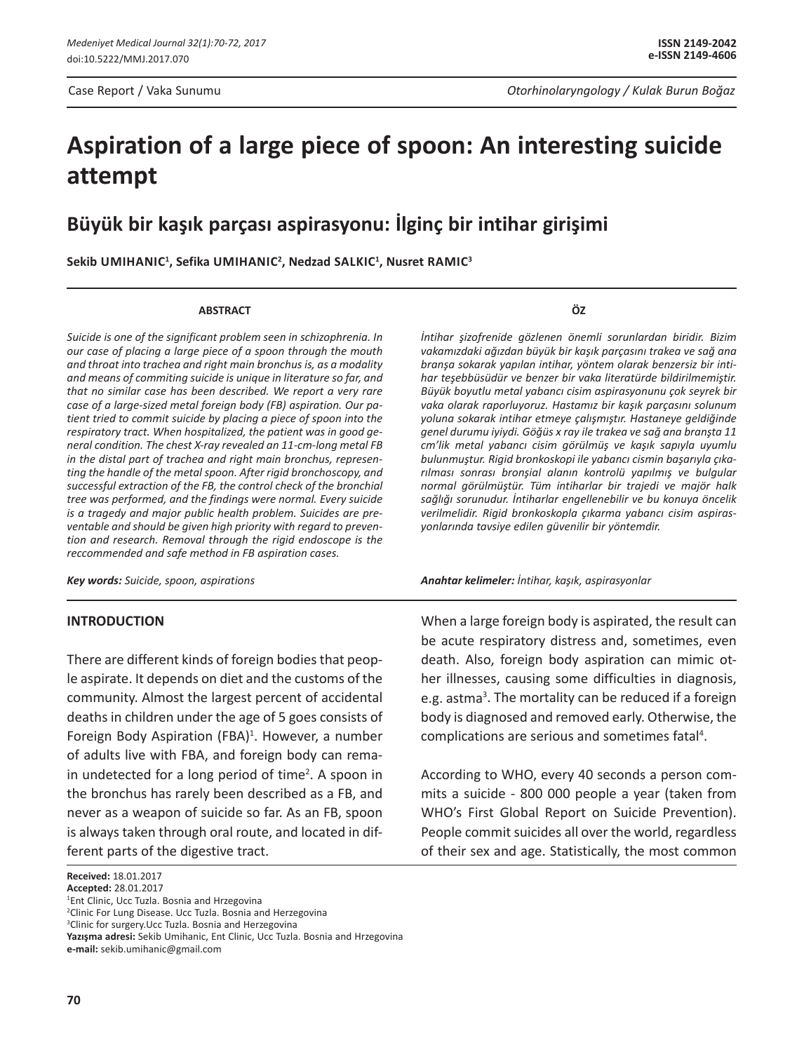Case Report / Vaka Sunumu

Otorhinolaryngology / Kulak Burun Boğaz

# Aspiration of a large piece of spoon: An interesting suicide attempt

## Büyük bir kaşık parçası aspirasyonu: İlginç bir intihar girişimi

**Sekib UMIHANIC[1], Sefika UMIHANIC[2], Nedzad SALKIC[1], Nusret RAMIC[3]**

### ABSTRACT

*Suicide is one of the significant problem seen in schizophrenia. In our case of placing a large piece of a spoon through the mouth and throat into trachea and right main bronchus is, as a modality and means of commiting suicide is unique in literature so far, and that no similar case has been described. We report a very rare case of a large-sized metal foreign body (FB) aspiration. Our patient tried to commit suicide by placing a piece of spoon into the respiratory tract. When hospitalized, the patient was in good general condition. The chest X-ray revealed an 11-cm-long metal FB in the distal part of trachea and right main bronchus, representing the handle of the metal spoon. After rigid bronchoscopy, and successful extraction of the FB, the control check of the bronchial tree was performed, and the findings were normal. Every suicide is a tragedy and major public health problem. Suicides are preventable and should be given high priority with regard to prevention and research. Removal through the rigid endoscope is the reccommended and safe method in FB aspiration cases.*

***Key words:*** *Suicide, spoon, aspirations*

### ÖZ

*İntihar şizofrenide gözlenen önemli sorunlardan biridir. Bizim vakamızdaki ağızdan büyük bir kaşık parçasını trakea ve sağ ana branşa sokarak yapılan intihar, yöntem olarak benzersiz bir intihar teşebbüsüdür ve benzer bir vaka literatürde bildirilmemiştir. Büyük boyutlu metal yabancı cisim aspirasyonunu çok seyrek bir vaka olarak raporluyoruz. Hastamız bir kaşık parçasını solunum yoluna sokarak intihar etmeye çalışmıştır. Hastaneye geldiğinde genel durumu iyiydi. Göğüs x ray ile trakea ve sağ ana branşta 11 cm'lik metal yabancı cisim görülmüş ve kaşık sapıyla uyumlu bulunmuştur. Rigid bronkoskopi ile yabancı cismin başarıyla çıkarılması sonrası bronşial alanın kontrolü yapılmış ve bulgular normal görülmüştür. Tüm intiharlar bir trajedi ve majör halk sağlığı sorunudur. İntiharlar engellenebilir ve bu konuya öncelik verilmelidir. Rigid bronkoskopla çıkarma yabancı cisim aspirasyonlarında tavsiye edilen güvenilir bir yöntemdir.*

***Anahtar kelimeler:*** *İntihar, kaşık, aspirasyonlar*

## INTRODUCTION

There are different kinds of foreign bodies that people aspirate. It depends on diet and the customs of the community. Almost the largest percent of accidental deaths in children under the age of 5 goes consists of Foreign Body Aspiration (FBA)[1]. However, a number of adults live with FBA, and foreign body can remain undetected for a long period of time[2]. A spoon in the bronchus has rarely been described as a FB, and never as a weapon of suicide so far. As an FB, spoon is always taken through oral route, and located in different parts of the digestive tract.

When a large foreign body is aspirated, the result can be acute respiratory distress and, sometimes, even death. Also, foreign body aspiration can mimic other illnesses, causing some difficulties in diagnosis, e.g. astma[3]. The mortality can be reduced if a foreign body is diagnosed and removed early. Otherwise, the complications are serious and sometimes fatal[4].

According to WHO, every 40 seconds a person commits a suicide - 800 000 people a year (taken from WHO's First Global Report on Suicide Prevention). People commit suicides all over the world, regardless of their sex and age. Statistically, the most common

**Received:** 18.01.2017
**Accepted:** 28.01.2017
[1]Ent Clinic, Ucc Tuzla. Bosnia and Hrzegovina
[2]Clinic For Lung Disease. Ucc Tuzla. Bosnia and Herzegovina
[3]Clinic for surgery.Ucc Tuzla. Bosnia and Herzegovina
**Yazışma adresi:** Sekib Umihanic, Ent Clinic, Ucc Tuzla. Bosnia and Hrzegovina
**e-mail:** sekib.umihanic@gmail.com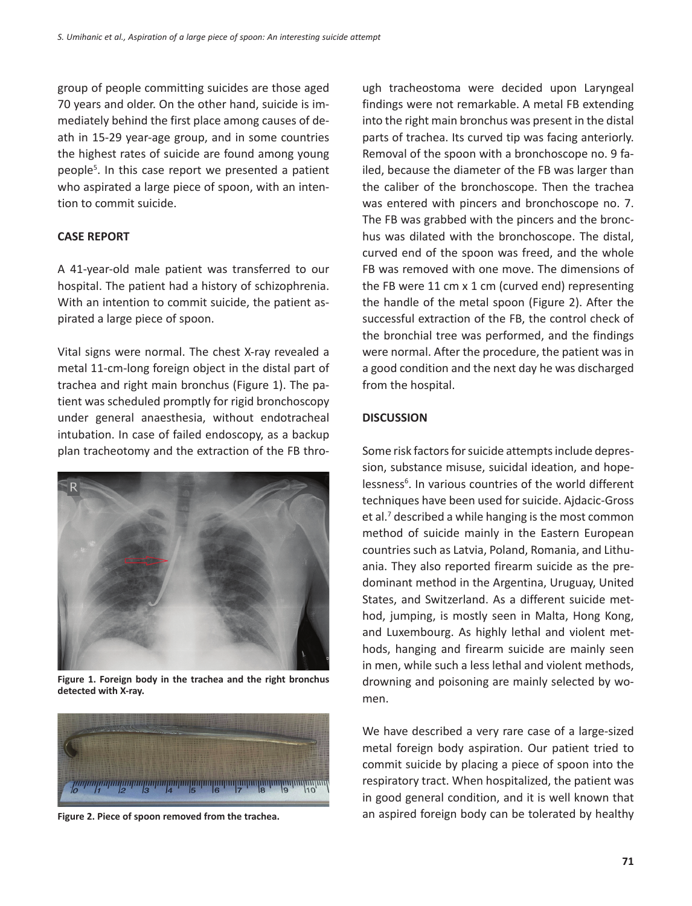group of people committing suicides are those aged 70 years and older. On the other hand, suicide is immediately behind the first place among causes of death in 15-29 year-age group, and in some countries the highest rates of suicide are found among young people[5]. In this case report we presented a patient who aspirated a large piece of spoon, with an intention to commit suicide.

**CASE REPORT**

A 41-year-old male patient was transferred to our hospital. The patient had a history of schizophrenia. With an intention to commit suicide, the patient aspirated a large piece of spoon.

Vital signs were normal. The chest X-ray revealed a metal 11-cm-long foreign object in the distal part of trachea and right main bronchus (Figure 1). The patient was scheduled promptly for rigid bronchoscopy under general anaesthesia, without endotracheal intubation. In case of failed endoscopy, as a backup plan tracheotomy and the extraction of the FB through tracheostoma were decided upon Laryngeal findings were not remarkable. A metal FB extending into the right main bronchus was present in the distal parts of trachea. Its curved tip was facing anteriorly. Removal of the spoon with a bronchoscope no. 9 failed, because the diameter of the FB was larger than the caliber of the bronchoscope. Then the trachea was entered with pincers and bronchoscope no. 7. The FB was grabbed with the pincers and the bronchus was dilated with the bronchoscope. The distal, curved end of the spoon was freed, and the whole FB was removed with one move. The dimensions of the FB were 11 cm x 1 cm (curved end) representing the handle of the metal spoon (Figure 2). After the successful extraction of the FB, the control check of the bronchial tree was performed, and the findings were normal. After the procedure, the patient was in a good condition and the next day he was discharged from the hospital.

**Figure 1. Foreign body in the trachea and the right bronchus detected with X-ray.**

**Figure 2. Piece of spoon removed from the trachea.**

**DISCUSSION**

Some risk factors for suicide attempts include depression, substance misuse, suicidal ideation, and hopelessness[6]. In various countries of the world different techniques have been used for suicide. Ajdacic-Gross et al.[7] described a while hanging is the most common method of suicide mainly in the Eastern European countries such as Latvia, Poland, Romania, and Lithuania. They also reported firearm suicide as the predominant method in the Argentina, Uruguay, United States, and Switzerland. As a different suicide method, jumping, is mostly seen in Malta, Hong Kong, and Luxembourg. As highly lethal and violent methods, hanging and firearm suicide are mainly seen in men, while such a less lethal and violent methods, drowning and poisoning are mainly selected by women.

We have described a very rare case of a large-sized metal foreign body aspiration. Our patient tried to commit suicide by placing a piece of spoon into the respiratory tract. When hospitalized, the patient was in good general condition, and it is well known that an aspired foreign body can be tolerated by healthy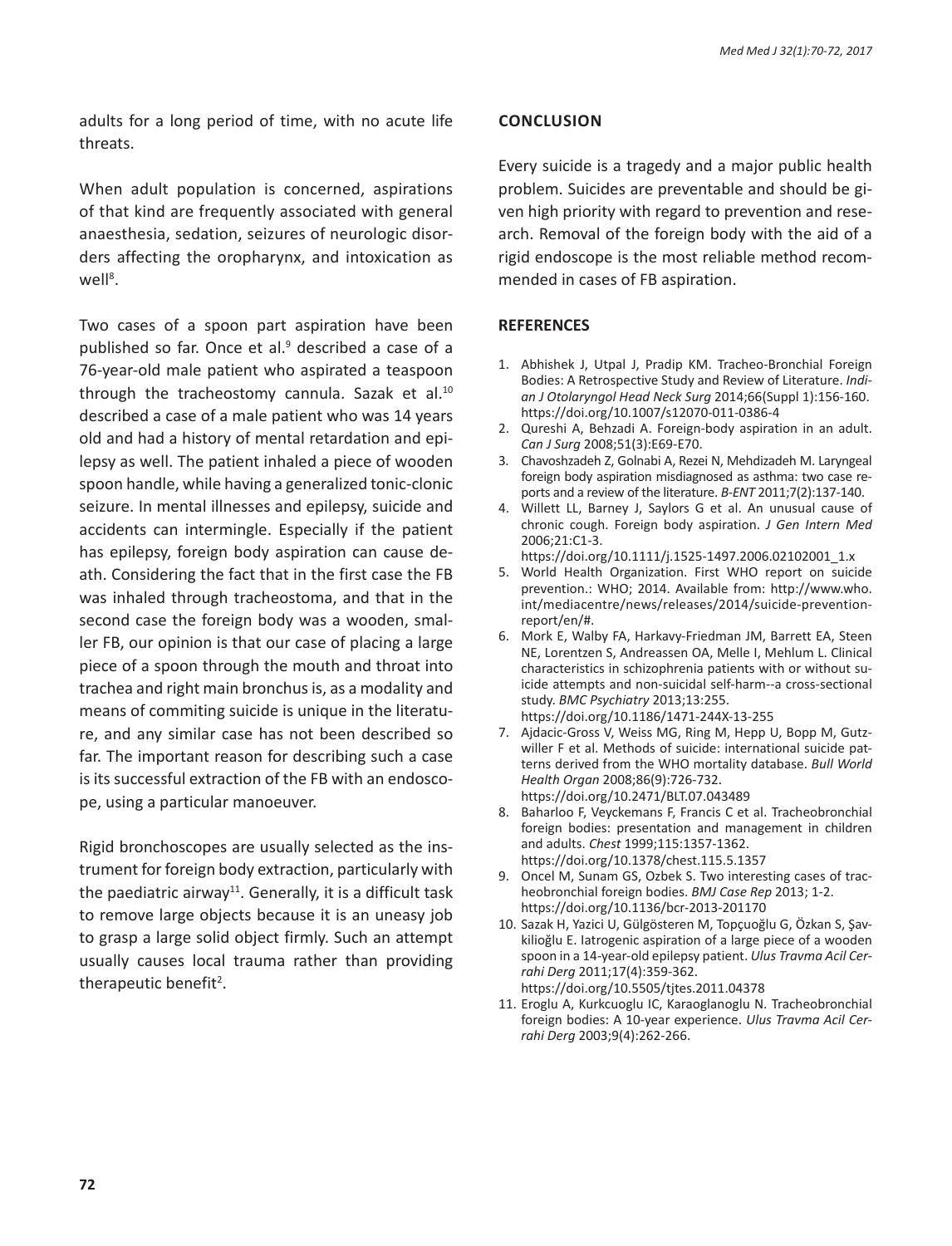adults for a long period of time, with no acute life threats.

When adult population is concerned, aspirations of that kind are frequently associated with general anaesthesia, sedation, seizures of neurologic disorders affecting the oropharynx, and intoxication as well[8].

Two cases of a spoon part aspiration have been published so far. Once et al.[9] described a case of a 76-year-old male patient who aspirated a teaspoon through the tracheostomy cannula. Sazak et al.[10] described a case of a male patient who was 14 years old and had a history of mental retardation and epilepsy as well. The patient inhaled a piece of wooden spoon handle, while having a generalized tonic-clonic seizure. In mental illnesses and epilepsy, suicide and accidents can intermingle. Especially if the patient has epilepsy, foreign body aspiration can cause death. Considering the fact that in the first case the FB was inhaled through tracheostoma, and that in the second case the foreign body was a wooden, smaller FB, our opinion is that our case of placing a large piece of a spoon through the mouth and throat into trachea and right main bronchus is, as a modality and means of commiting suicide is unique in the literature, and any similar case has not been described so far. The important reason for describing such a case is its successful extraction of the FB with an endoscope, using a particular manoeuver.

Rigid bronchoscopes are usually selected as the instrument for foreign body extraction, particularly with the paediatric airway[11]. Generally, it is a difficult task to remove large objects because it is an uneasy job to grasp a large solid object firmly. Such an attempt usually causes local trauma rather than providing therapeutic benefit[2].

## CONCLUSION

Every suicide is a tragedy and a major public health problem. Suicides are preventable and should be given high priority with regard to prevention and research. Removal of the foreign body with the aid of a rigid endoscope is the most reliable method recommended in cases of FB aspiration.

## REFERENCES

1. Abhishek J, Utpal J, Pradip KM. Tracheo-Bronchial Foreign Bodies: A Retrospective Study and Review of Literature. *Indian J Otolaryngol Head Neck Surg* 2014;66(Suppl 1):156-160. https://doi.org/10.1007/s12070-011-0386-4
2. Qureshi A, Behzadi A. Foreign-body aspiration in an adult. *Can J Surg* 2008;51(3):E69-E70.
3. Chavoshzadeh Z, Golnabi A, Rezei N, Mehdizadeh M. Laryngeal foreign body aspiration misdiagnosed as asthma: two case reports and a review of the literature. *B-ENT* 2011;7(2):137-140.
4. Willett LL, Barney J, Saylors G et al. An unusual cause of chronic cough. Foreign body aspiration. *J Gen Intern Med* 2006;21:C1-3. https://doi.org/10.1111/j.1525-1497.2006.02102001_1.x
5. World Health Organization. First WHO report on suicide prevention.: WHO; 2014. Available from: http://www.who.int/mediacentre/news/releases/2014/suicide-prevention-report/en/#.
6. Mork E, Walby FA, Harkavy-Friedman JM, Barrett EA, Steen NE, Lorentzen S, Andreassen OA, Melle I, Mehlum L. Clinical characteristics in schizophrenia patients with or without suicide attempts and non-suicidal self-harm--a cross-sectional study. *BMC Psychiatry* 2013;13:255. https://doi.org/10.1186/1471-244X-13-255
7. Ajdacic-Gross V, Weiss MG, Ring M, Hepp U, Bopp M, Gutzwiller F et al. Methods of suicide: international suicide patterns derived from the WHO mortality database. *Bull World Health Organ* 2008;86(9):726-732. https://doi.org/10.2471/BLT.07.043489
8. Baharloo F, Veyckemans F, Francis C et al. Tracheobronchial foreign bodies: presentation and management in children and adults. *Chest* 1999;115:1357-1362. https://doi.org/10.1378/chest.115.5.1357
9. Oncel M, Sunam GS, Ozbek S. Two interesting cases of tracheobronchial foreign bodies. *BMJ Case Rep* 2013; 1-2. https://doi.org/10.1136/bcr-2013-201170
10. Sazak H, Yazici U, Gülgösteren M, Topçuoğlu G, Özkan S, Şavkilioğlu E. Iatrogenic aspiration of a large piece of a wooden spoon in a 14-year-old epilepsy patient. *Ulus Travma Acil Cerrahi Derg* 2011;17(4):359-362. https://doi.org/10.5505/tjtes.2011.04378
11. Eroglu A, Kurkcuoglu IC, Karaoglanoglu N. Tracheobronchial foreign bodies: A 10-year experience. *Ulus Travma Acil Cerrahi Derg* 2003;9(4):262-266.